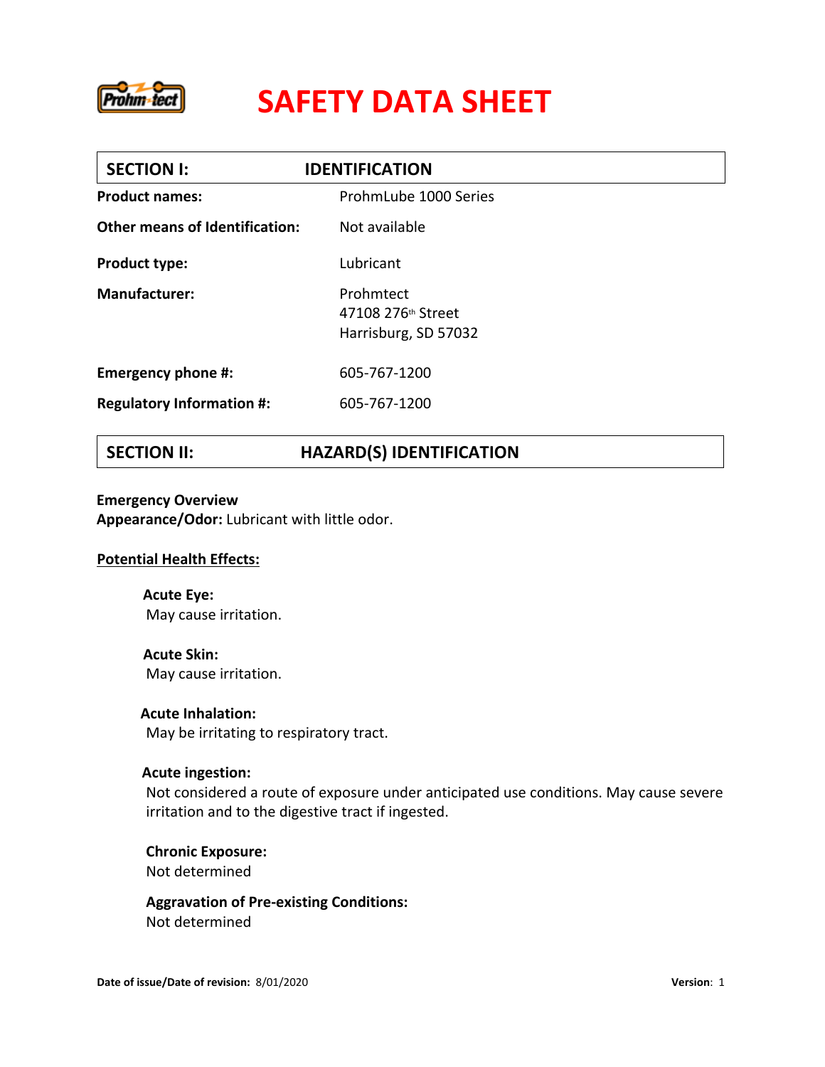# SAFETY DATA SHEET

## SECTION I: IDENTIFICATION

**Product names:** ProhmLube 1000 Series

**Other means of Identification:** Not available

**Product type:** Lubricant

**Manufacturer:** Prohmtect
47108 276th Street
Harrisburg, SD 57032

**Emergency phone #:** 605-767-1200

**Regulatory Information #:** 605-767-1200

## SECTION II: HAZARD(S) IDENTIFICATION

**Emergency Overview**
**Appearance/Odor:** Lubricant with little odor.

**Potential Health Effects:**

**Acute Eye:**
May cause irritation.

**Acute Skin:**
May cause irritation.

**Acute Inhalation:**
May be irritating to respiratory tract.

**Acute ingestion:**
Not considered a route of exposure under anticipated use conditions. May cause severe irritation and to the digestive tract if ingested.

**Chronic Exposure:**
Not determined

**Aggravation of Pre-existing Conditions:**
Not determined

**Date of issue/Date of revision:** 8/01/2020 **Version**: 1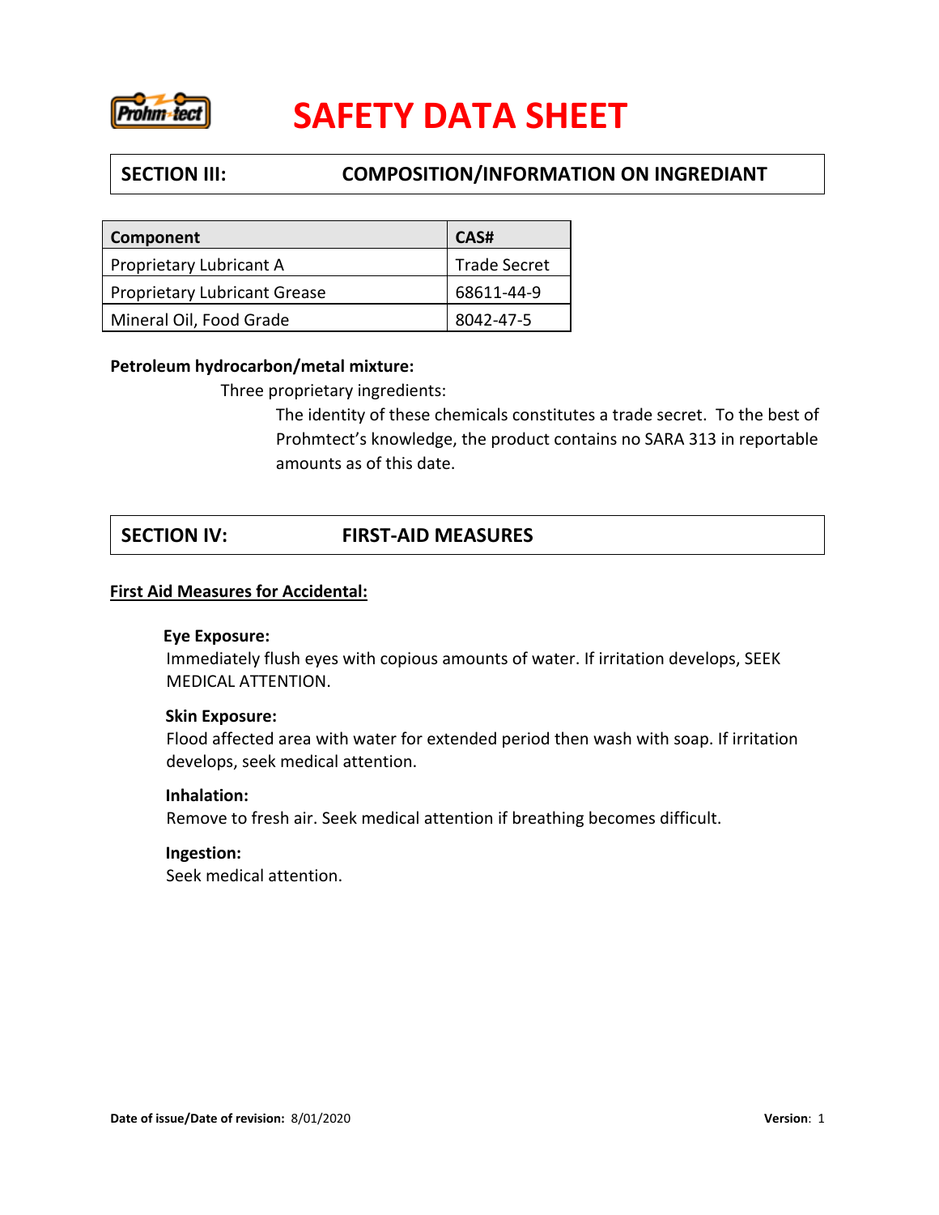# SAFETY DATA SHEET

## SECTION III: COMPOSITION/INFORMATION ON INGREDIANT

| Component | CAS# |
|---|---|
| Proprietary Lubricant A | Trade Secret |
| Proprietary Lubricant Grease | 68611-44-9 |
| Mineral Oil, Food Grade | 8042-47-5 |

**Petroleum hydrocarbon/metal mixture:**

Three proprietary ingredients:

The identity of these chemicals constitutes a trade secret. To the best of Prohmtect's knowledge, the product contains no SARA 313 in reportable amounts as of this date.

## SECTION IV: FIRST-AID MEASURES

**First Aid Measures for Accidental:**

**Eye Exposure:**
Immediately flush eyes with copious amounts of water. If irritation develops, SEEK MEDICAL ATTENTION.

**Skin Exposure:**
Flood affected area with water for extended period then wash with soap. If irritation develops, seek medical attention.

**Inhalation:**
Remove to fresh air. Seek medical attention if breathing becomes difficult.

**Ingestion:**
Seek medical attention.

**Date of issue/Date of revision:** 8/01/2020 **Version**: 1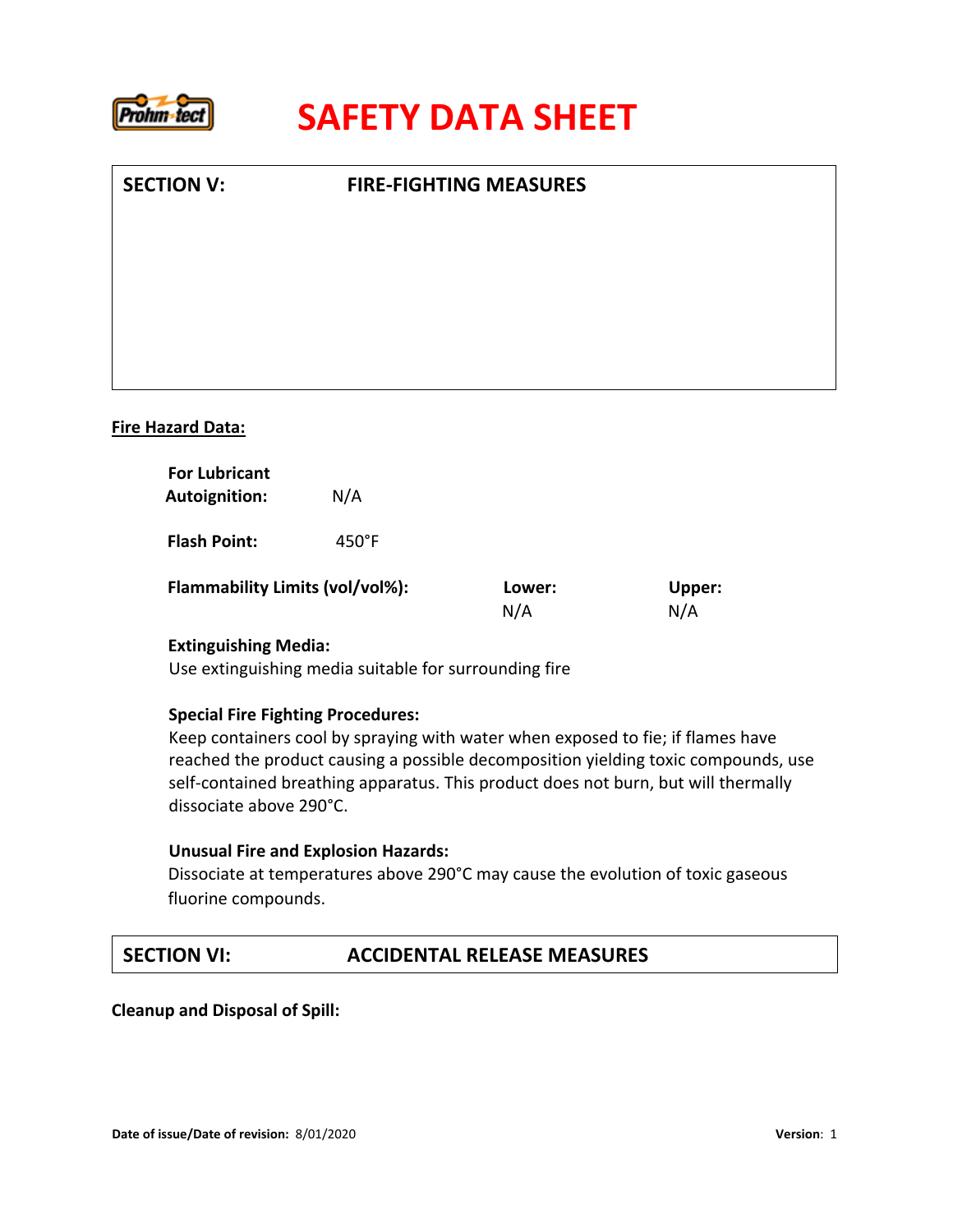# SAFETY DATA SHEET

## SECTION V: FIRE-FIGHTING MEASURES

**Fire Hazard Data:**

**For Lubricant Autoignition:** N/A

**Flash Point:** 450°F

| Flammability Limits (vol/vol%): | Lower: | Upper: |
|---|---|---|
| | N/A | N/A |

**Extinguishing Media:**
Use extinguishing media suitable for surrounding fire

**Special Fire Fighting Procedures:**
Keep containers cool by spraying with water when exposed to fie; if flames have reached the product causing a possible decomposition yielding toxic compounds, use self-contained breathing apparatus. This product does not burn, but will thermally dissociate above 290°C.

**Unusual Fire and Explosion Hazards:**
Dissociate at temperatures above 290°C may cause the evolution of toxic gaseous fluorine compounds.

## SECTION VI: ACCIDENTAL RELEASE MEASURES

**Cleanup and Disposal of Spill:**

**Date of issue/Date of revision:** 8/01/2020 **Version**: 1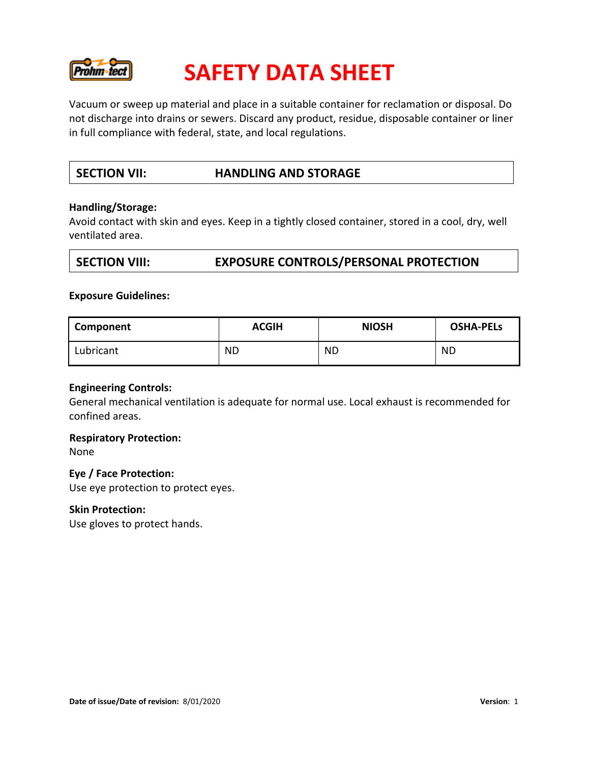Vacuum or sweep up material and place in a suitable container for reclamation or disposal. Do not discharge into drains or sewers. Discard any product, residue, disposable container or liner in full compliance with federal, state, and local regulations.

## SECTION VII: HANDLING AND STORAGE

**Handling/Storage:**
Avoid contact with skin and eyes. Keep in a tightly closed container, stored in a cool, dry, well ventilated area.

## SECTION VIII: EXPOSURE CONTROLS/PERSONAL PROTECTION

**Exposure Guidelines:**

| Component | ACGIH | NIOSH | OSHA-PELs |
|---|---|---|---|
| Lubricant | ND | ND | ND |

**Engineering Controls:**
General mechanical ventilation is adequate for normal use. Local exhaust is recommended for confined areas.

**Respiratory Protection:**
None

**Eye / Face Protection:**
Use eye protection to protect eyes.

**Skin Protection:**
Use gloves to protect hands.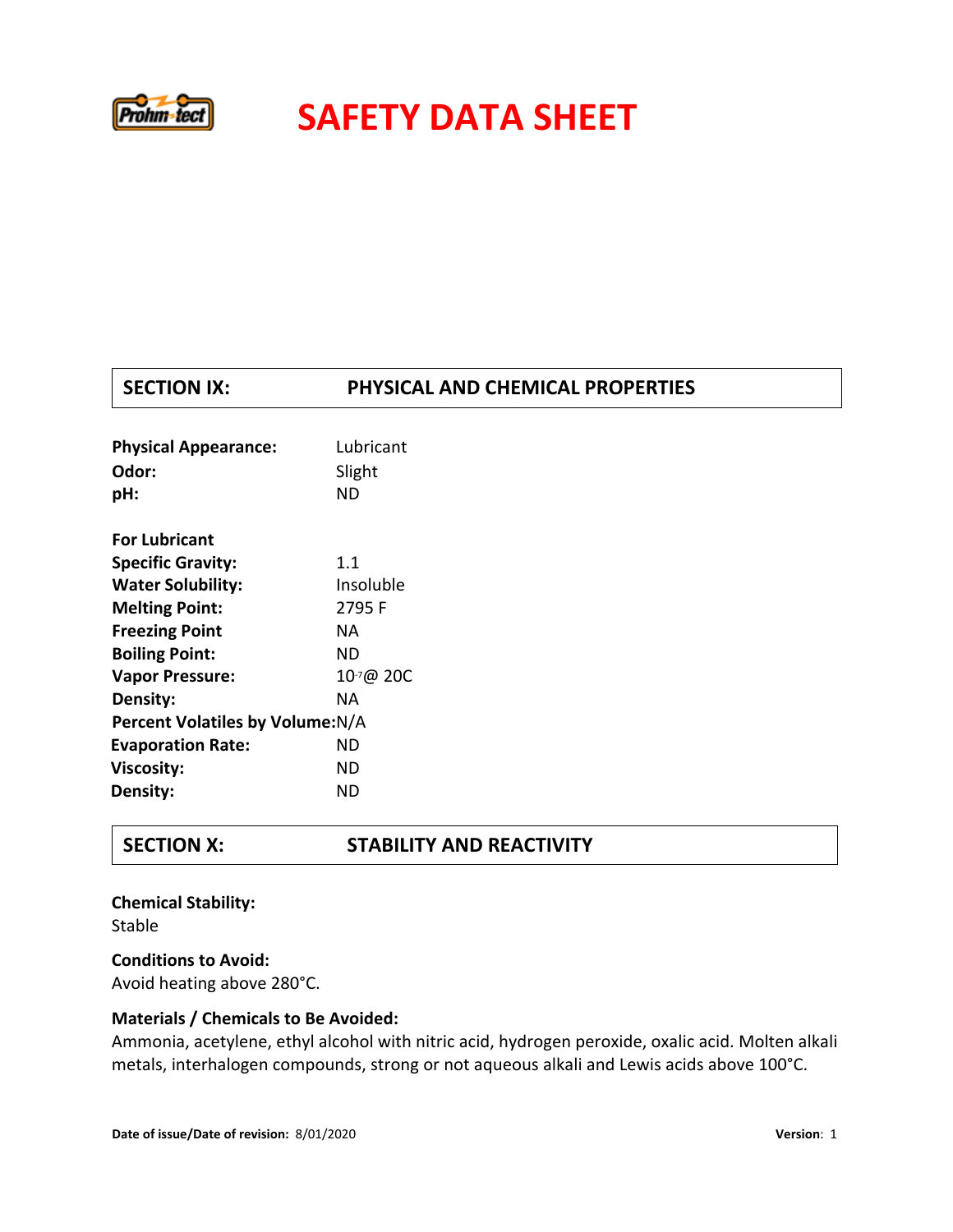# SAFETY DATA SHEET

## SECTION IX: PHYSICAL AND CHEMICAL PROPERTIES

**Physical Appearance:** Lubricant
**Odor:** Slight
**pH:** ND

**For Lubricant**
**Specific Gravity:** 1.1
**Water Solubility:** Insoluble
**Melting Point:** 2795 F
**Freezing Point** NA
**Boiling Point:** ND
**Vapor Pressure:** $10^{-7}$@ 20C
**Density:** NA
**Percent Volatiles by Volume:** N/A
**Evaporation Rate:** ND
**Viscosity:** ND
**Density:** ND

## SECTION X: STABILITY AND REACTIVITY

**Chemical Stability:**
Stable

**Conditions to Avoid:**
Avoid heating above 280°C.

**Materials / Chemicals to Be Avoided:**
Ammonia, acetylene, ethyl alcohol with nitric acid, hydrogen peroxide, oxalic acid. Molten alkali metals, interhalogen compounds, strong or not aqueous alkali and Lewis acids above 100°C.

**Date of issue/Date of revision:** 8/01/2020 **Version**: 1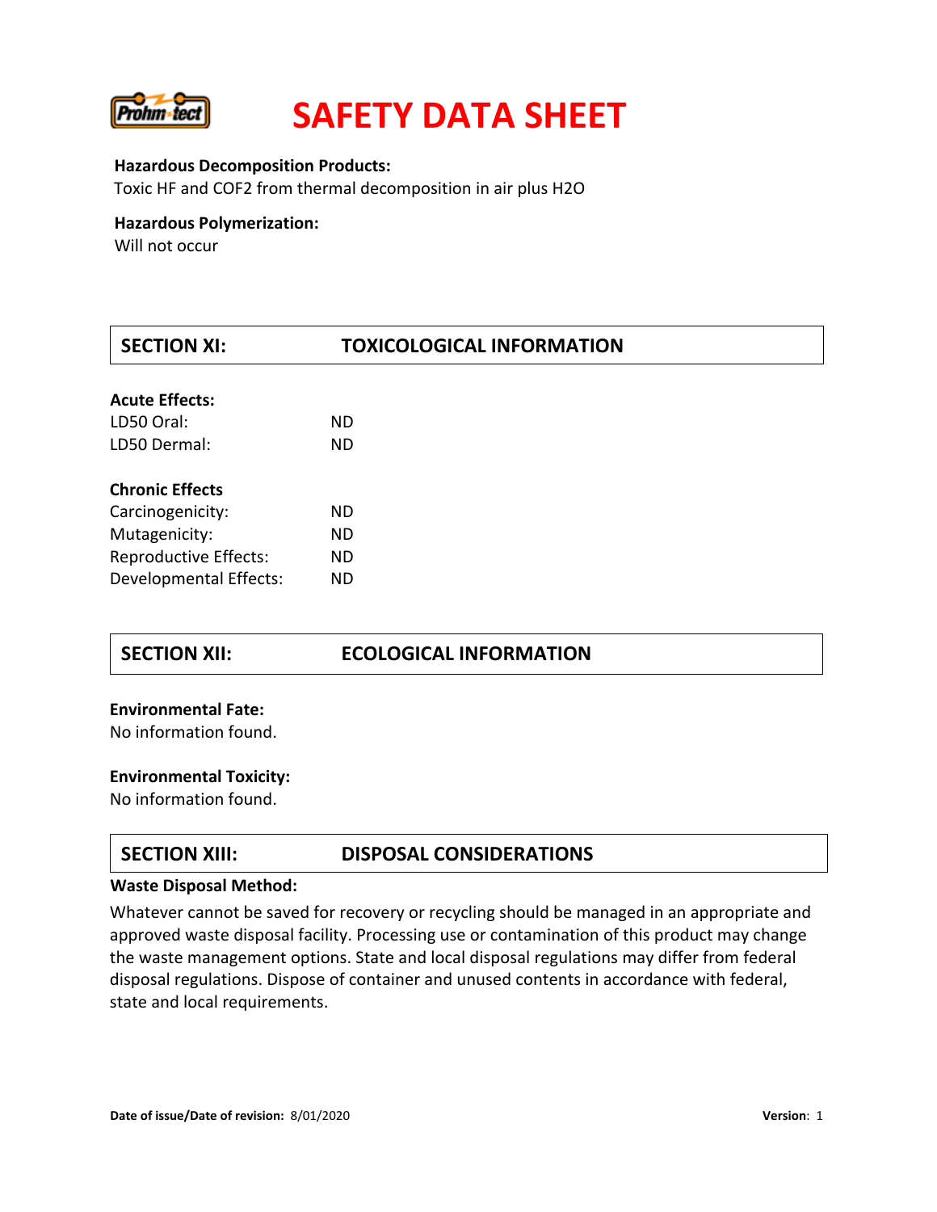**Hazardous Decomposition Products:**
Toxic HF and $COF_2$ from thermal decomposition in air plus $H_2O$

**Hazardous Polymerization:**
Will not occur

## SECTION XI: TOXICOLOGICAL INFORMATION

**Acute Effects:**

| | |
|---|---|
| LD50 Oral: | ND |
| LD50 Dermal: | ND |

**Chronic Effects**

| | |
|---|---|
| Carcinogenicity: | ND |
| Mutagenicity: | ND |
| Reproductive Effects: | ND |
| Developmental Effects: | ND |

## SECTION XII: ECOLOGICAL INFORMATION

**Environmental Fate:**
No information found.

**Environmental Toxicity:**
No information found.

## SECTION XIII: DISPOSAL CONSIDERATIONS

**Waste Disposal Method:**

Whatever cannot be saved for recovery or recycling should be managed in an appropriate and approved waste disposal facility. Processing use or contamination of this product may change the waste management options. State and local disposal regulations may differ from federal disposal regulations. Dispose of container and unused contents in accordance with federal, state and local requirements.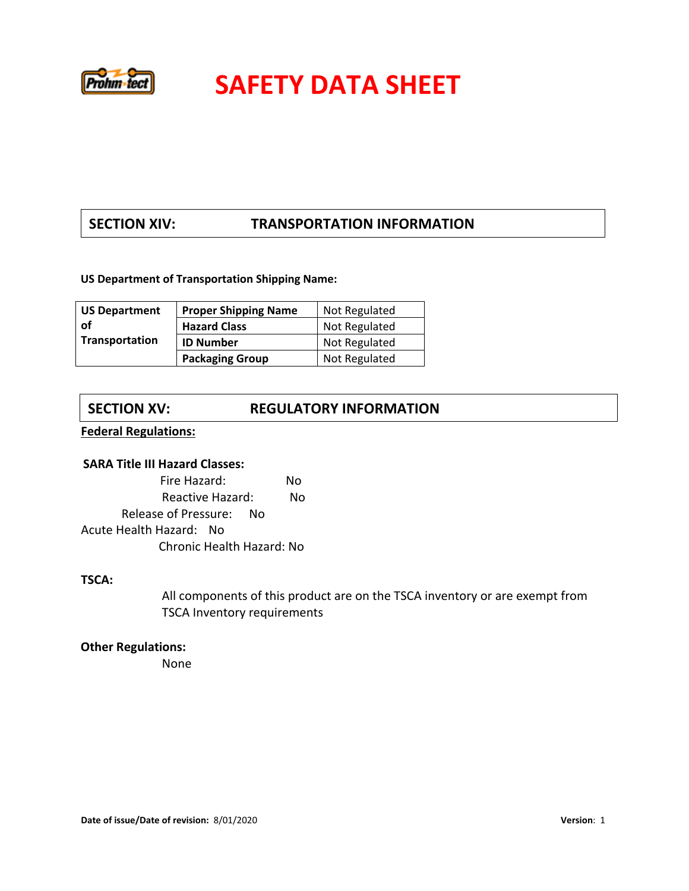# SAFETY DATA SHEET

## SECTION XIV: TRANSPORTATION INFORMATION

**US Department of Transportation Shipping Name:**

| | | |
|---|---|---|
| **US Department of Transportation** | **Proper Shipping Name** | Not Regulated |
| | **Hazard Class** | Not Regulated |
| | **ID Number** | Not Regulated |
| | **Packaging Group** | Not Regulated |

## SECTION XV: REGULATORY INFORMATION

**Federal Regulations:**

**SARA Title III Hazard Classes:**

Fire Hazard: No
Reactive Hazard: No
Release of Pressure: No
Acute Health Hazard: No
Chronic Health Hazard: No

**TSCA:**

All components of this product are on the TSCA inventory or are exempt from TSCA Inventory requirements

**Other Regulations:**

None

**Date of issue/Date of revision:** 8/01/2020 **Version**: 1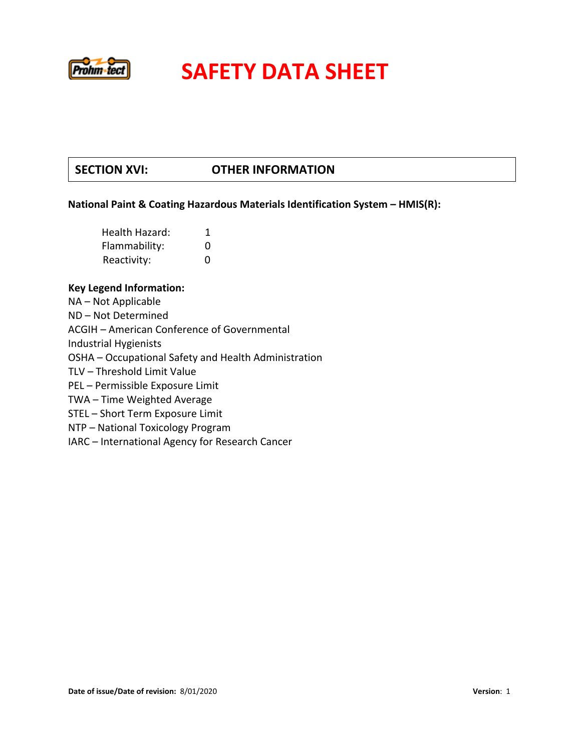# SAFETY DATA SHEET

## SECTION XVI: OTHER INFORMATION

**National Paint & Coating Hazardous Materials Identification System – HMIS(R):**

| | |
|---|---|
| Health Hazard: | 1 |
| Flammability: | 0 |
| Reactivity: | 0 |

**Key Legend Information:**

NA – Not Applicable
ND – Not Determined
ACGIH – American Conference of Governmental Industrial Hygienists
OSHA – Occupational Safety and Health Administration
TLV – Threshold Limit Value
PEL – Permissible Exposure Limit
TWA – Time Weighted Average
STEL – Short Term Exposure Limit
NTP – National Toxicology Program
IARC – International Agency for Research Cancer

**Date of issue/Date of revision:** 8/01/2020 **Version**: 1